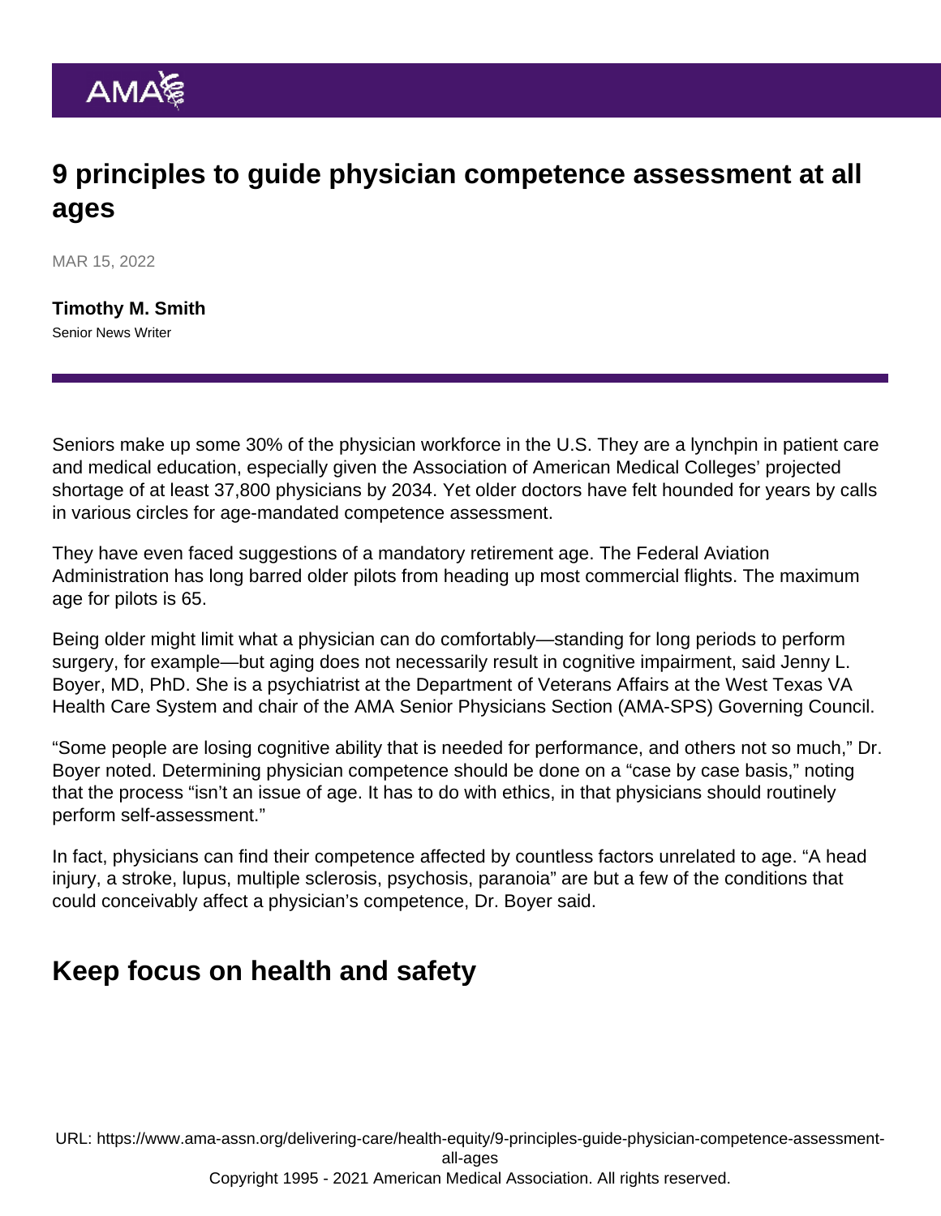# 9 principles to guide physician competence assessment at all ages

MAR 15, 2022

**Timothy M. Smith**
Senior News Writer

Seniors make up some 30% of the physician workforce in the U.S. They are a lynchpin in patient care and medical education, especially given the Association of American Medical Colleges' projected shortage of at least 37,800 physicians by 2034. Yet older doctors have felt hounded for years by calls in various circles for age-mandated competence assessment.

They have even faced suggestions of a mandatory retirement age. The Federal Aviation Administration has long barred older pilots from heading up most commercial flights. The maximum age for pilots is 65.

Being older might limit what a physician can do comfortably—standing for long periods to perform surgery, for example—but aging does not necessarily result in cognitive impairment, said Jenny L. Boyer, MD, PhD. She is a psychiatrist at the Department of Veterans Affairs at the West Texas VA Health Care System and chair of the AMA Senior Physicians Section (AMA-SPS) Governing Council.

"Some people are losing cognitive ability that is needed for performance, and others not so much," Dr. Boyer noted. Determining physician competence should be done on a "case by case basis," noting that the process "isn't an issue of age. It has to do with ethics, in that physicians should routinely perform self-assessment."

In fact, physicians can find their competence affected by countless factors unrelated to age. "A head injury, a stroke, lupus, multiple sclerosis, psychosis, paranoia" are but a few of the conditions that could conceivably affect a physician's competence, Dr. Boyer said.

## Keep focus on health and safety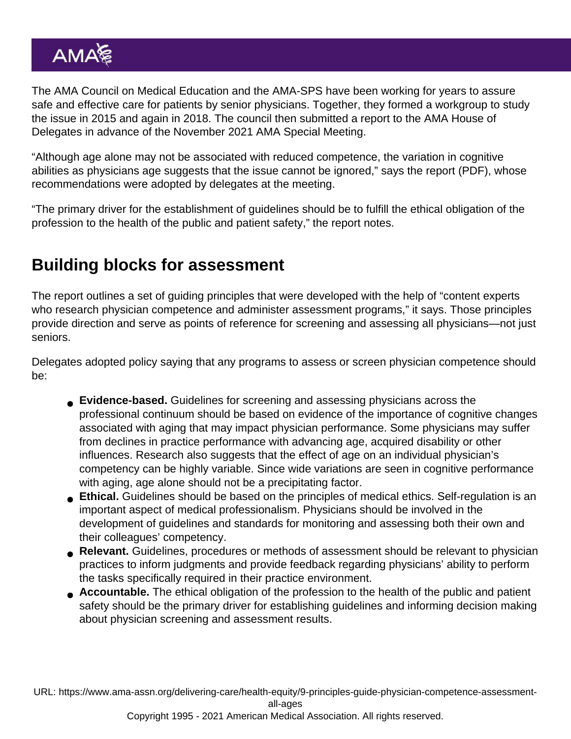The AMA Council on Medical Education and the AMA-SPS have been working for years to assure safe and effective care for patients by senior physicians. Together, they formed a workgroup to study the issue in 2015 and again in 2018. The council then submitted a report to the AMA House of Delegates in advance of the November 2021 AMA Special Meeting.

"Although age alone may not be associated with reduced competence, the variation in cognitive abilities as physicians age suggests that the issue cannot be ignored," says the report (PDF), whose recommendations were adopted by delegates at the meeting.

"The primary driver for the establishment of guidelines should be to fulfill the ethical obligation of the profession to the health of the public and patient safety," the report notes.

## Building blocks for assessment

The report outlines a set of guiding principles that were developed with the help of "content experts who research physician competence and administer assessment programs," it says. Those principles provide direction and serve as points of reference for screening and assessing all physicians—not just seniors.

Delegates adopted policy saying that any programs to assess or screen physician competence should be:

- **Evidence-based.** Guidelines for screening and assessing physicians across the professional continuum should be based on evidence of the importance of cognitive changes associated with aging that may impact physician performance. Some physicians may suffer from declines in practice performance with advancing age, acquired disability or other influences. Research also suggests that the effect of age on an individual physician's competency can be highly variable. Since wide variations are seen in cognitive performance with aging, age alone should not be a precipitating factor.
- **Ethical.** Guidelines should be based on the principles of medical ethics. Self-regulation is an important aspect of medical professionalism. Physicians should be involved in the development of guidelines and standards for monitoring and assessing both their own and their colleagues' competency.
- **Relevant.** Guidelines, procedures or methods of assessment should be relevant to physician practices to inform judgments and provide feedback regarding physicians' ability to perform the tasks specifically required in their practice environment.
- **Accountable.** The ethical obligation of the profession to the health of the public and patient safety should be the primary driver for establishing guidelines and informing decision making about physician screening and assessment results.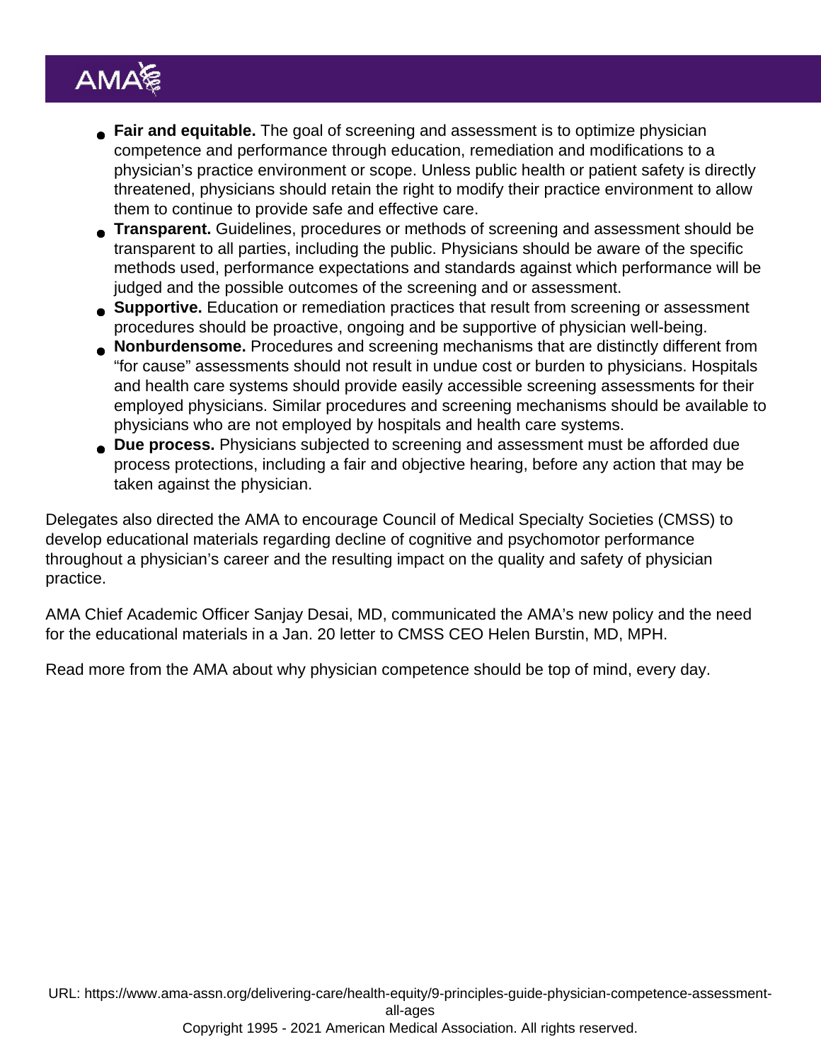- **Fair and equitable.** The goal of screening and assessment is to optimize physician competence and performance through education, remediation and modifications to a physician's practice environment or scope. Unless public health or patient safety is directly threatened, physicians should retain the right to modify their practice environment to allow them to continue to provide safe and effective care.
- **Transparent.** Guidelines, procedures or methods of screening and assessment should be transparent to all parties, including the public. Physicians should be aware of the specific methods used, performance expectations and standards against which performance will be judged and the possible outcomes of the screening and or assessment.
- **Supportive.** Education or remediation practices that result from screening or assessment procedures should be proactive, ongoing and be supportive of physician well-being.
- **Nonburdensome.** Procedures and screening mechanisms that are distinctly different from "for cause" assessments should not result in undue cost or burden to physicians. Hospitals and health care systems should provide easily accessible screening assessments for their employed physicians. Similar procedures and screening mechanisms should be available to physicians who are not employed by hospitals and health care systems.
- **Due process.** Physicians subjected to screening and assessment must be afforded due process protections, including a fair and objective hearing, before any action that may be taken against the physician.

Delegates also directed the AMA to encourage Council of Medical Specialty Societies (CMSS) to develop educational materials regarding decline of cognitive and psychomotor performance throughout a physician's career and the resulting impact on the quality and safety of physician practice.

AMA Chief Academic Officer Sanjay Desai, MD, communicated the AMA's new policy and the need for the educational materials in a Jan. 20 letter to CMSS CEO Helen Burstin, MD, MPH.

Read more from the AMA about why physician competence should be top of mind, every day.